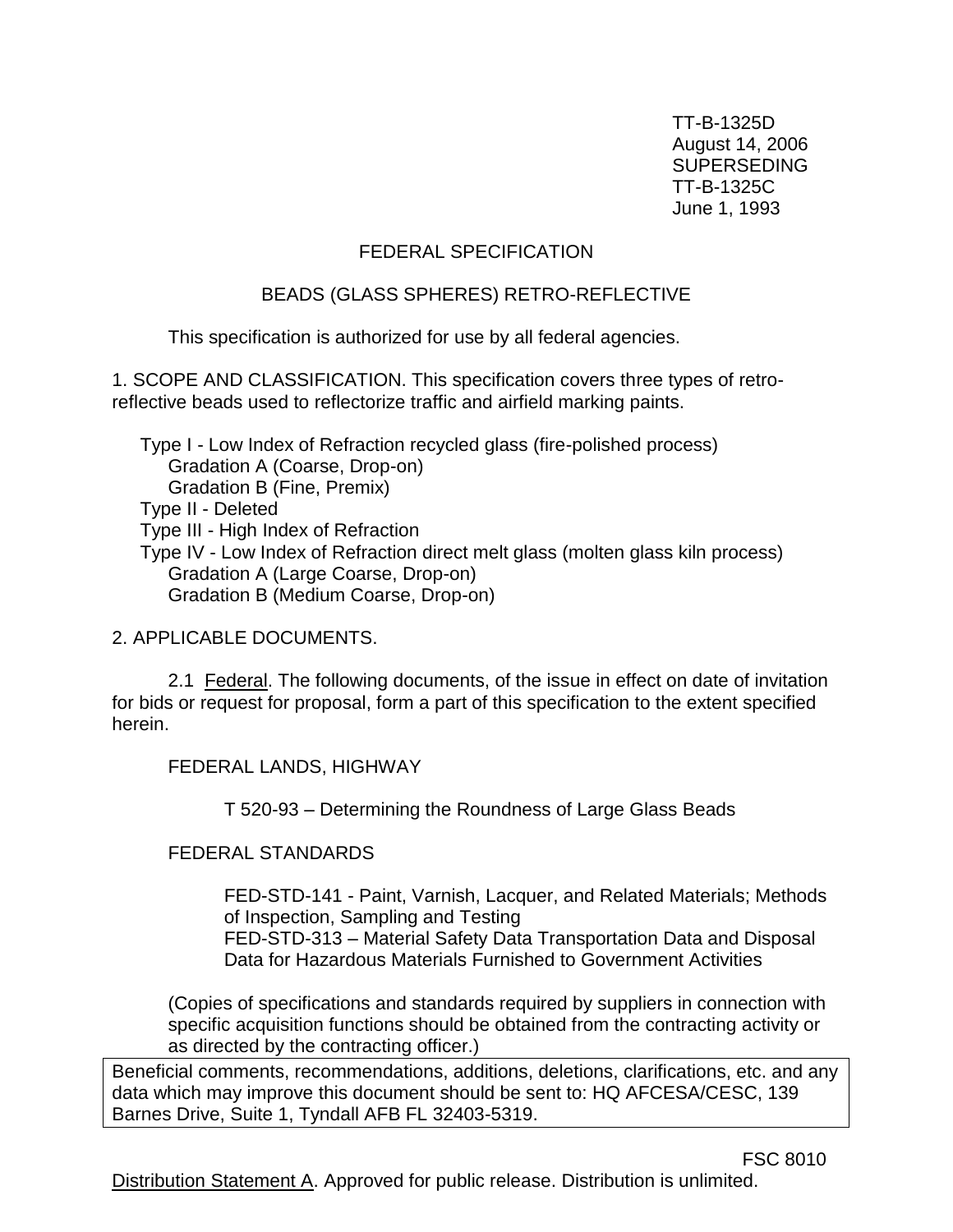TT-B-1325D
August 14, 2006
SUPERSEDING
TT-B-1325C
June 1, 1993

# FEDERAL SPECIFICATION

## BEADS (GLASS SPHERES) RETRO-REFLECTIVE

This specification is authorized for use by all federal agencies.

1. SCOPE AND CLASSIFICATION. This specification covers three types of retro-reflective beads used to reflectorize traffic and airfield marking paints.

- Type I - Low Index of Refraction recycled glass (fire-polished process)
  - Gradation A (Coarse, Drop-on)
  - Gradation B (Fine, Premix)
- Type II - Deleted
- Type III - High Index of Refraction
- Type IV - Low Index of Refraction direct melt glass (molten glass kiln process)
  - Gradation A (Large Coarse, Drop-on)
  - Gradation B (Medium Coarse, Drop-on)

2. APPLICABLE DOCUMENTS.

2.1 Federal. The following documents, of the issue in effect on date of invitation for bids or request for proposal, form a part of this specification to the extent specified herein.

FEDERAL LANDS, HIGHWAY

T 520-93 – Determining the Roundness of Large Glass Beads

FEDERAL STANDARDS

FED-STD-141 - Paint, Varnish, Lacquer, and Related Materials; Methods of Inspection, Sampling and Testing
FED-STD-313 – Material Safety Data Transportation Data and Disposal Data for Hazardous Materials Furnished to Government Activities

(Copies of specifications and standards required by suppliers in connection with specific acquisition functions should be obtained from the contracting activity or as directed by the contracting officer.)

Beneficial comments, recommendations, additions, deletions, clarifications, etc. and any data which may improve this document should be sent to: HQ AFCESA/CESC, 139 Barnes Drive, Suite 1, Tyndall AFB FL 32403-5319.

FSC 8010

Distribution Statement A. Approved for public release. Distribution is unlimited.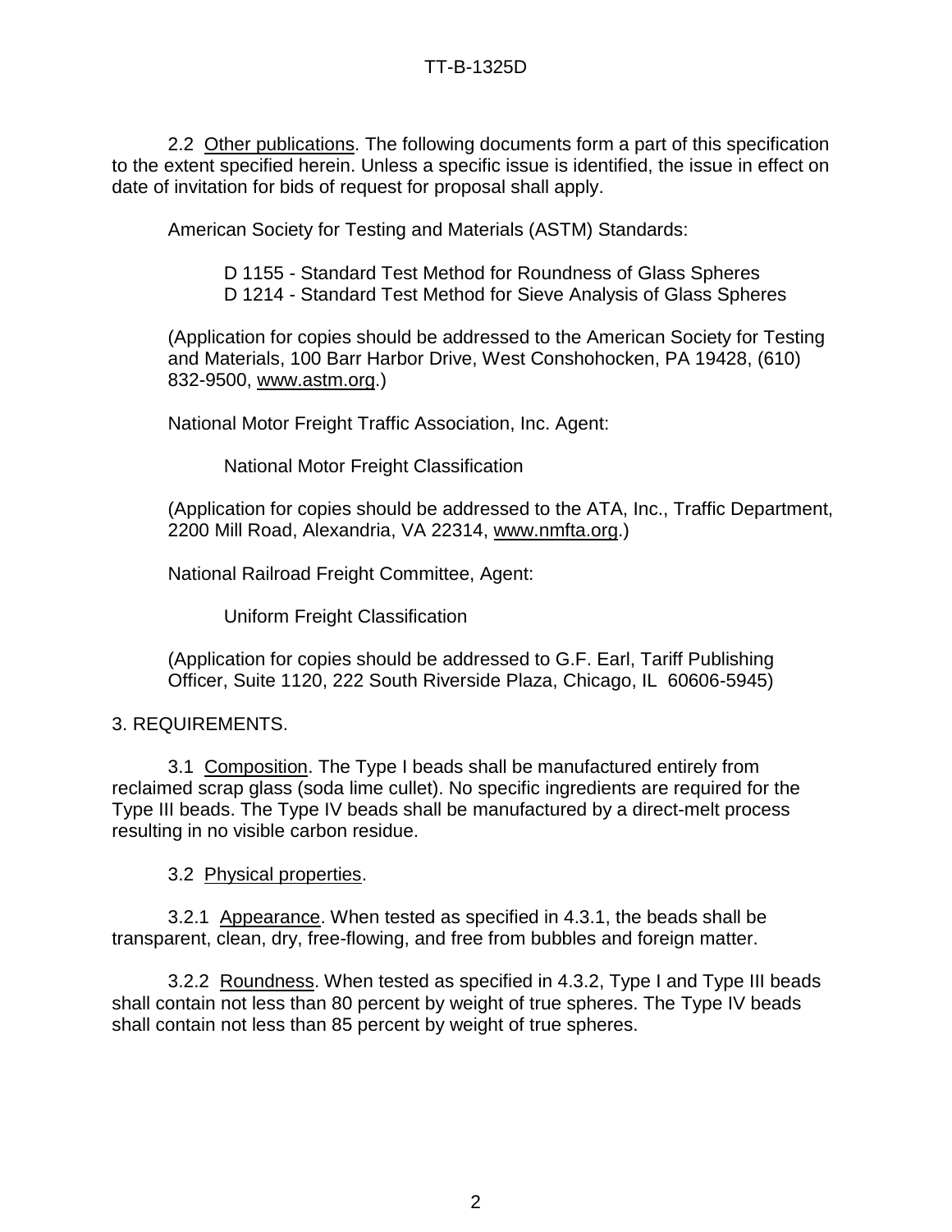2.2 Other publications. The following documents form a part of this specification to the extent specified herein. Unless a specific issue is identified, the issue in effect on date of invitation for bids of request for proposal shall apply.

American Society for Testing and Materials (ASTM) Standards:

D 1155 - Standard Test Method for Roundness of Glass Spheres
D 1214 - Standard Test Method for Sieve Analysis of Glass Spheres

(Application for copies should be addressed to the American Society for Testing and Materials, 100 Barr Harbor Drive, West Conshohocken, PA 19428, (610) 832-9500, www.astm.org.)

National Motor Freight Traffic Association, Inc. Agent:

National Motor Freight Classification

(Application for copies should be addressed to the ATA, Inc., Traffic Department, 2200 Mill Road, Alexandria, VA 22314, www.nmfta.org.)

National Railroad Freight Committee, Agent:

Uniform Freight Classification

(Application for copies should be addressed to G.F. Earl, Tariff Publishing Officer, Suite 1120, 222 South Riverside Plaza, Chicago, IL 60606-5945)

## 3. REQUIREMENTS.

3.1 Composition. The Type I beads shall be manufactured entirely from reclaimed scrap glass (soda lime cullet). No specific ingredients are required for the Type III beads. The Type IV beads shall be manufactured by a direct-melt process resulting in no visible carbon residue.

3.2 Physical properties.

3.2.1 Appearance. When tested as specified in 4.3.1, the beads shall be transparent, clean, dry, free-flowing, and free from bubbles and foreign matter.

3.2.2 Roundness. When tested as specified in 4.3.2, Type I and Type III beads shall contain not less than 80 percent by weight of true spheres. The Type IV beads shall contain not less than 85 percent by weight of true spheres.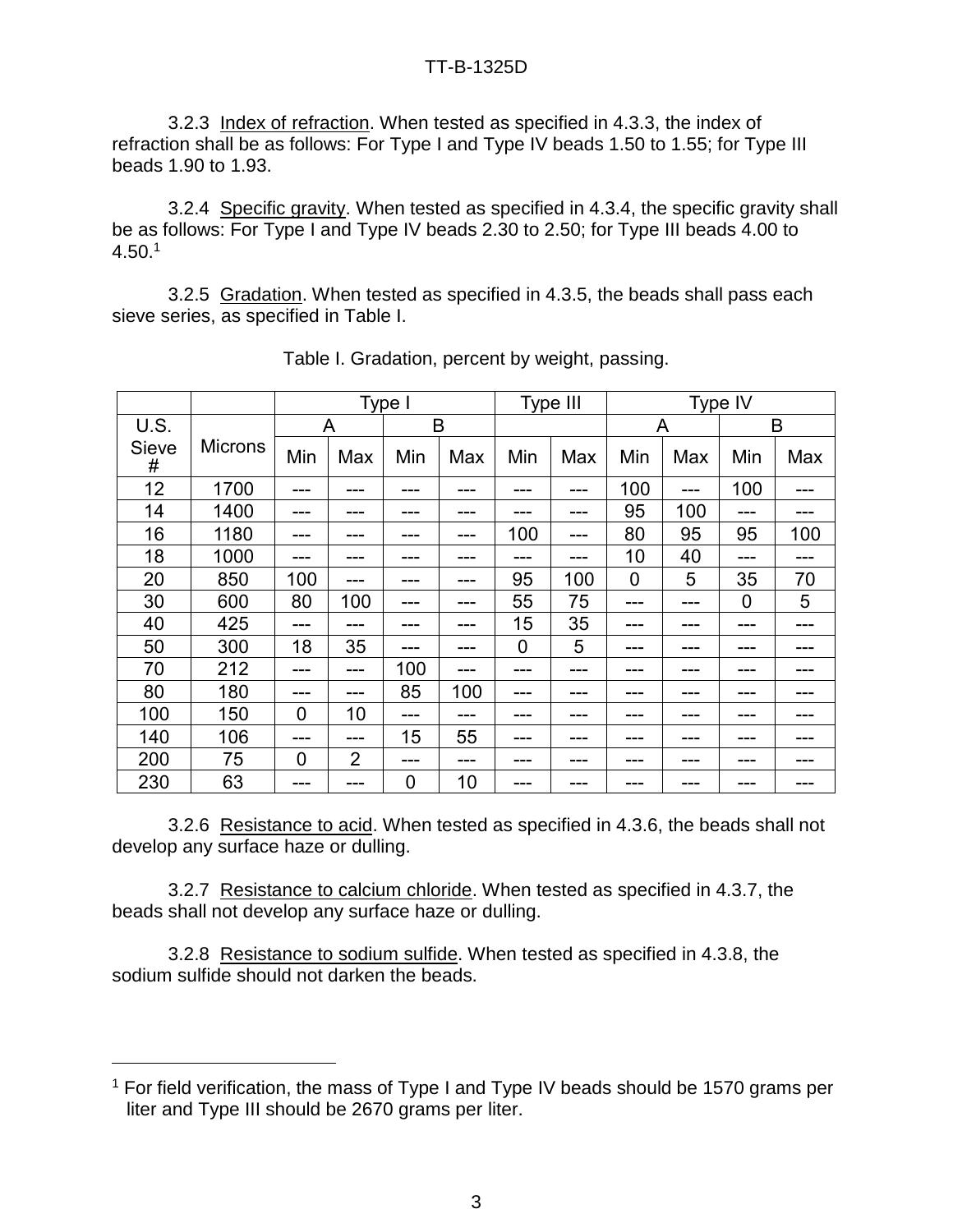3.2.3 Index of refraction. When tested as specified in 4.3.3, the index of refraction shall be as follows: For Type I and Type IV beads 1.50 to 1.55; for Type III beads 1.90 to 1.93.

3.2.4 Specific gravity. When tested as specified in 4.3.4, the specific gravity shall be as follows: For Type I and Type IV beads 2.30 to 2.50; for Type III beads 4.00 to 4.50.[1]

3.2.5 Gradation. When tested as specified in 4.3.5, the beads shall pass each sieve series, as specified in Table I.

Table I. Gradation, percent by weight, passing.

| | | Type I | | | | Type III | | Type IV | | | |
|---|---|---|---|---|---|---|---|---|---|---|---|
| U.S. Sieve # | Microns | A | | B | | | | A | | B | |
| | | Min | Max | Min | Max | Min | Max | Min | Max | Min | Max |
| 12 | 1700 | --- | --- | --- | --- | --- | --- | 100 | --- | 100 | --- |
| 14 | 1400 | --- | --- | --- | --- | --- | --- | 95 | 100 | --- | --- |
| 16 | 1180 | --- | --- | --- | --- | 100 | --- | 80 | 95 | 95 | 100 |
| 18 | 1000 | --- | --- | --- | --- | --- | --- | 10 | 40 | --- | --- |
| 20 | 850 | 100 | --- | --- | --- | 95 | 100 | 0 | 5 | 35 | 70 |
| 30 | 600 | 80 | 100 | --- | --- | 55 | 75 | --- | --- | 0 | 5 |
| 40 | 425 | --- | --- | --- | --- | 15 | 35 | --- | --- | --- | --- |
| 50 | 300 | 18 | 35 | --- | --- | 0 | 5 | --- | --- | --- | --- |
| 70 | 212 | --- | --- | 100 | --- | --- | --- | --- | --- | --- | --- |
| 80 | 180 | --- | --- | 85 | 100 | --- | --- | --- | --- | --- | --- |
| 100 | 150 | 0 | 10 | --- | --- | --- | --- | --- | --- | --- | --- |
| 140 | 106 | --- | --- | 15 | 55 | --- | --- | --- | --- | --- | --- |
| 200 | 75 | 0 | 2 | --- | --- | --- | --- | --- | --- | --- | --- |
| 230 | 63 | --- | --- | 0 | 10 | --- | --- | --- | --- | --- | --- |

3.2.6 Resistance to acid. When tested as specified in 4.3.6, the beads shall not develop any surface haze or dulling.

3.2.7 Resistance to calcium chloride. When tested as specified in 4.3.7, the beads shall not develop any surface haze or dulling.

3.2.8 Resistance to sodium sulfide. When tested as specified in 4.3.8, the sodium sulfide should not darken the beads.

---

[1] For field verification, the mass of Type I and Type IV beads should be 1570 grams per liter and Type III should be 2670 grams per liter.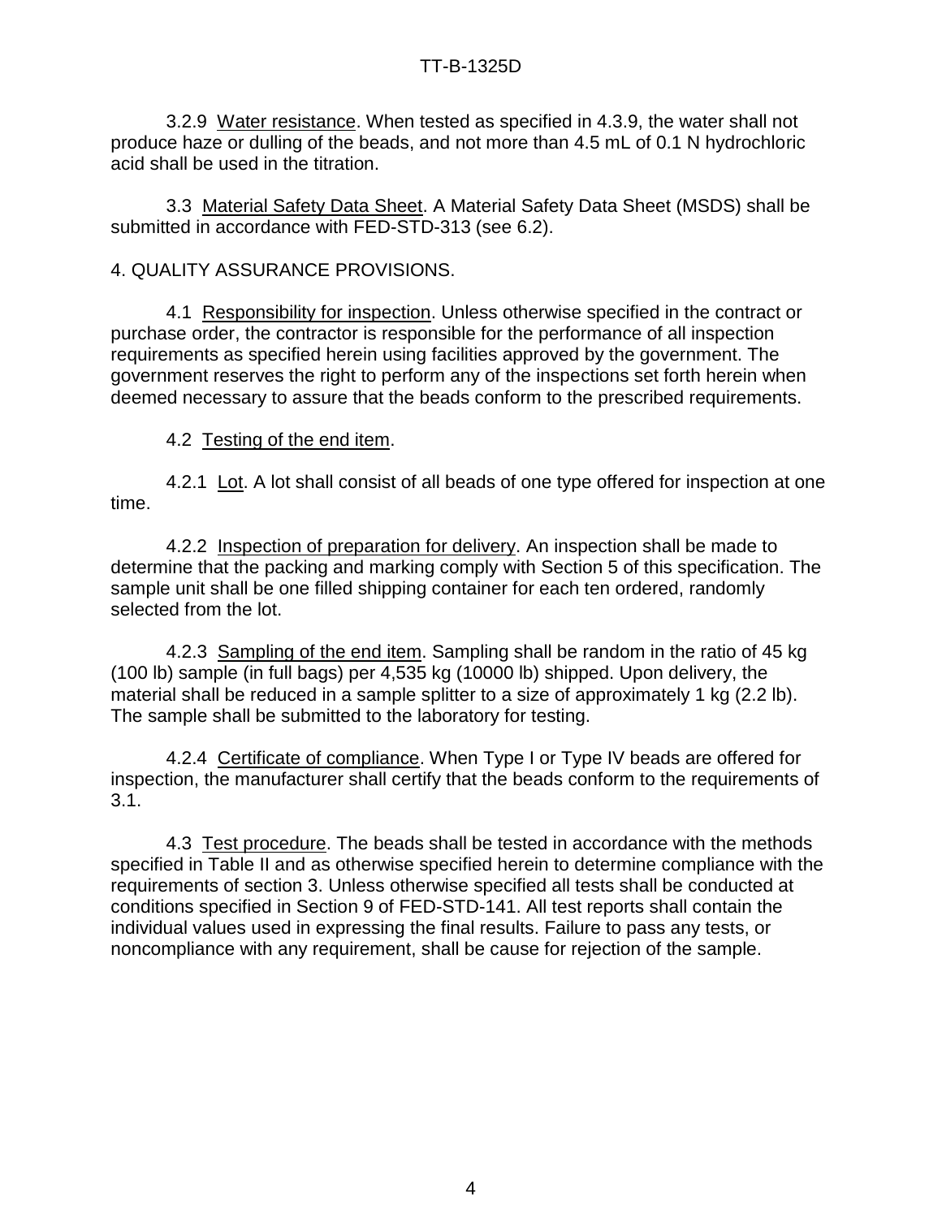3.2.9 Water resistance. When tested as specified in 4.3.9, the water shall not produce haze or dulling of the beads, and not more than 4.5 mL of 0.1 N hydrochloric acid shall be used in the titration.

3.3 Material Safety Data Sheet. A Material Safety Data Sheet (MSDS) shall be submitted in accordance with FED-STD-313 (see 6.2).

## 4. QUALITY ASSURANCE PROVISIONS.

4.1 Responsibility for inspection. Unless otherwise specified in the contract or purchase order, the contractor is responsible for the performance of all inspection requirements as specified herein using facilities approved by the government. The government reserves the right to perform any of the inspections set forth herein when deemed necessary to assure that the beads conform to the prescribed requirements.

4.2 Testing of the end item.

4.2.1 Lot. A lot shall consist of all beads of one type offered for inspection at one time.

4.2.2 Inspection of preparation for delivery. An inspection shall be made to determine that the packing and marking comply with Section 5 of this specification. The sample unit shall be one filled shipping container for each ten ordered, randomly selected from the lot.

4.2.3 Sampling of the end item. Sampling shall be random in the ratio of 45 kg (100 lb) sample (in full bags) per 4,535 kg (10000 lb) shipped. Upon delivery, the material shall be reduced in a sample splitter to a size of approximately 1 kg (2.2 lb). The sample shall be submitted to the laboratory for testing.

4.2.4 Certificate of compliance. When Type I or Type IV beads are offered for inspection, the manufacturer shall certify that the beads conform to the requirements of 3.1.

4.3 Test procedure. The beads shall be tested in accordance with the methods specified in Table II and as otherwise specified herein to determine compliance with the requirements of section 3. Unless otherwise specified all tests shall be conducted at conditions specified in Section 9 of FED-STD-141. All test reports shall contain the individual values used in expressing the final results. Failure to pass any tests, or noncompliance with any requirement, shall be cause for rejection of the sample.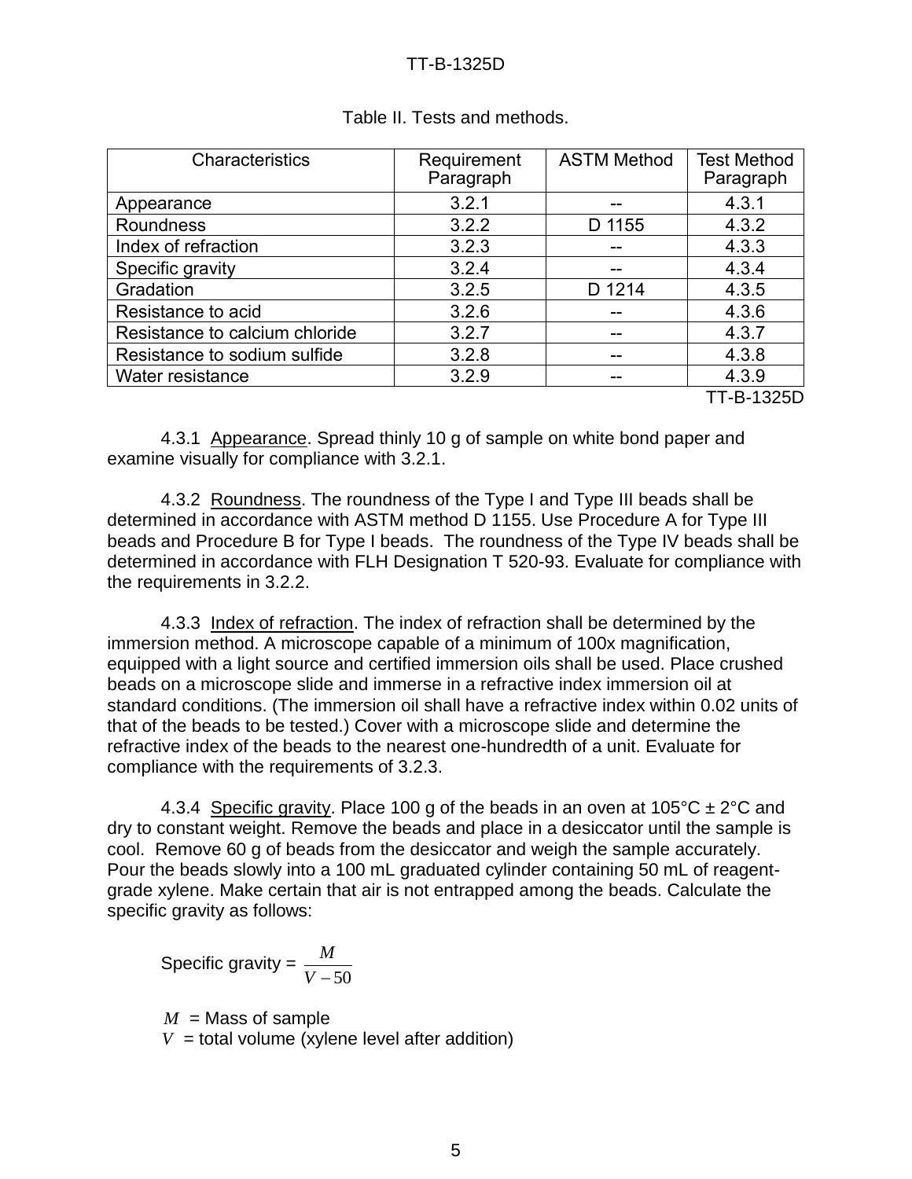Table II. Tests and methods.

| Characteristics | Requirement Paragraph | ASTM Method | Test Method Paragraph |
|---|---|---|---|
| Appearance | 3.2.1 | -- | 4.3.1 |
| Roundness | 3.2.2 | D 1155 | 4.3.2 |
| Index of refraction | 3.2.3 | -- | 4.3.3 |
| Specific gravity | 3.2.4 | -- | 4.3.4 |
| Gradation | 3.2.5 | D 1214 | 4.3.5 |
| Resistance to acid | 3.2.6 | -- | 4.3.6 |
| Resistance to calcium chloride | 3.2.7 | -- | 4.3.7 |
| Resistance to sodium sulfide | 3.2.8 | -- | 4.3.8 |
| Water resistance | 3.2.9 | -- | 4.3.9 |

TT-B-1325D

4.3.1 Appearance. Spread thinly 10 g of sample on white bond paper and examine visually for compliance with 3.2.1.

4.3.2 Roundness. The roundness of the Type I and Type III beads shall be determined in accordance with ASTM method D 1155. Use Procedure A for Type III beads and Procedure B for Type I beads. The roundness of the Type IV beads shall be determined in accordance with FLH Designation T 520-93. Evaluate for compliance with the requirements in 3.2.2.

4.3.3 Index of refraction. The index of refraction shall be determined by the immersion method. A microscope capable of a minimum of 100x magnification, equipped with a light source and certified immersion oils shall be used. Place crushed beads on a microscope slide and immerse in a refractive index immersion oil at standard conditions. (The immersion oil shall have a refractive index within 0.02 units of that of the beads to be tested.) Cover with a microscope slide and determine the refractive index of the beads to the nearest one-hundredth of a unit. Evaluate for compliance with the requirements of 3.2.3.

4.3.4 Specific gravity. Place 100 g of the beads in an oven at 105°C ± 2°C and dry to constant weight. Remove the beads and place in a desiccator until the sample is cool. Remove 60 g of beads from the desiccator and weigh the sample accurately. Pour the beads slowly into a 100 mL graduated cylinder containing 50 mL of reagent-grade xylene. Make certain that air is not entrapped among the beads. Calculate the specific gravity as follows:

$$\text{Specific gravity} = \frac{M}{V - 50}$$

$M$ = Mass of sample
$V$ = total volume (xylene level after addition)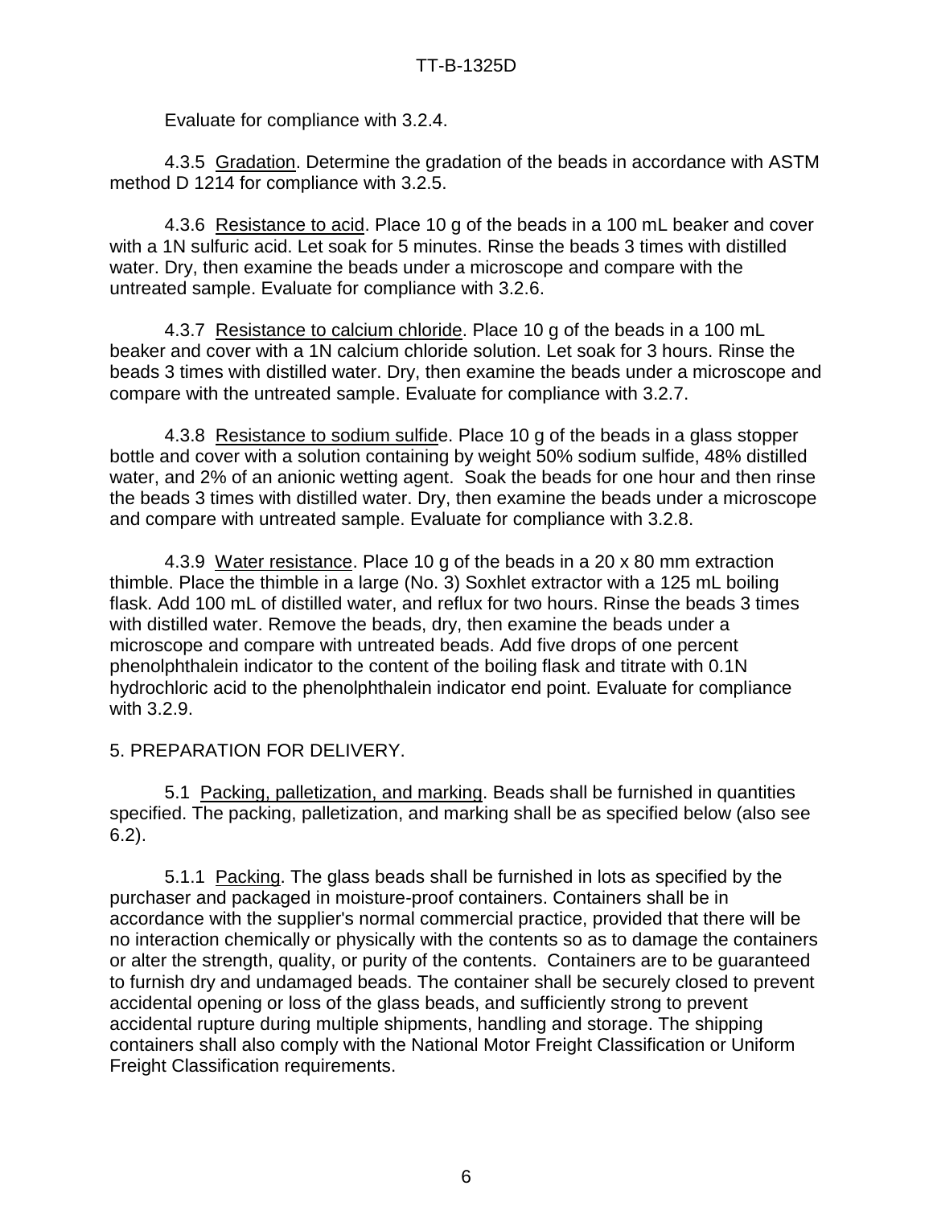Evaluate for compliance with 3.2.4.

4.3.5 Gradation. Determine the gradation of the beads in accordance with ASTM method D 1214 for compliance with 3.2.5.

4.3.6 Resistance to acid. Place 10 g of the beads in a 100 mL beaker and cover with a 1N sulfuric acid. Let soak for 5 minutes. Rinse the beads 3 times with distilled water. Dry, then examine the beads under a microscope and compare with the untreated sample. Evaluate for compliance with 3.2.6.

4.3.7 Resistance to calcium chloride. Place 10 g of the beads in a 100 mL beaker and cover with a 1N calcium chloride solution. Let soak for 3 hours. Rinse the beads 3 times with distilled water. Dry, then examine the beads under a microscope and compare with the untreated sample. Evaluate for compliance with 3.2.7.

4.3.8 Resistance to sodium sulfide. Place 10 g of the beads in a glass stopper bottle and cover with a solution containing by weight 50% sodium sulfide, 48% distilled water, and 2% of an anionic wetting agent. Soak the beads for one hour and then rinse the beads 3 times with distilled water. Dry, then examine the beads under a microscope and compare with untreated sample. Evaluate for compliance with 3.2.8.

4.3.9 Water resistance. Place 10 g of the beads in a 20 x 80 mm extraction thimble. Place the thimble in a large (No. 3) Soxhlet extractor with a 125 mL boiling flask. Add 100 mL of distilled water, and reflux for two hours. Rinse the beads 3 times with distilled water. Remove the beads, dry, then examine the beads under a microscope and compare with untreated beads. Add five drops of one percent phenolphthalein indicator to the content of the boiling flask and titrate with 0.1N hydrochloric acid to the phenolphthalein indicator end point. Evaluate for compliance with 3.2.9.

## 5. PREPARATION FOR DELIVERY.

5.1 Packing, palletization, and marking. Beads shall be furnished in quantities specified. The packing, palletization, and marking shall be as specified below (also see 6.2).

5.1.1 Packing. The glass beads shall be furnished in lots as specified by the purchaser and packaged in moisture-proof containers. Containers shall be in accordance with the supplier's normal commercial practice, provided that there will be no interaction chemically or physically with the contents so as to damage the containers or alter the strength, quality, or purity of the contents. Containers are to be guaranteed to furnish dry and undamaged beads. The container shall be securely closed to prevent accidental opening or loss of the glass beads, and sufficiently strong to prevent accidental rupture during multiple shipments, handling and storage. The shipping containers shall also comply with the National Motor Freight Classification or Uniform Freight Classification requirements.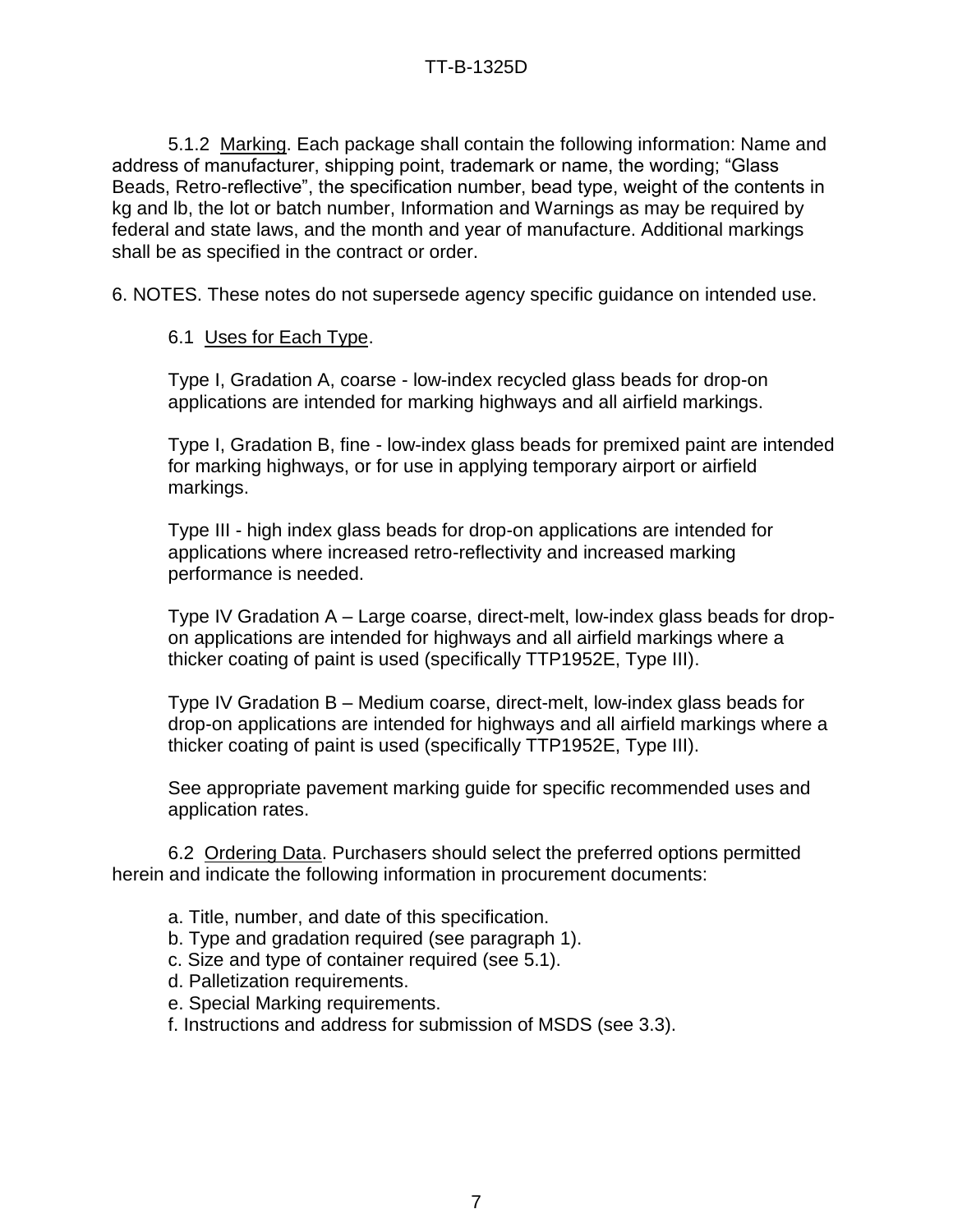5.1.2 Marking. Each package shall contain the following information: Name and address of manufacturer, shipping point, trademark or name, the wording; “Glass Beads, Retro-reflective”, the specification number, bead type, weight of the contents in kg and lb, the lot or batch number, Information and Warnings as may be required by federal and state laws, and the month and year of manufacture. Additional markings shall be as specified in the contract or order.

6. NOTES. These notes do not supersede agency specific guidance on intended use.

6.1 Uses for Each Type.

Type I, Gradation A, coarse - low-index recycled glass beads for drop-on applications are intended for marking highways and all airfield markings.

Type I, Gradation B, fine - low-index glass beads for premixed paint are intended for marking highways, or for use in applying temporary airport or airfield markings.

Type III - high index glass beads for drop-on applications are intended for applications where increased retro-reflectivity and increased marking performance is needed.

Type IV Gradation A – Large coarse, direct-melt, low-index glass beads for drop-on applications are intended for highways and all airfield markings where a thicker coating of paint is used (specifically TTP1952E, Type III).

Type IV Gradation B – Medium coarse, direct-melt, low-index glass beads for drop-on applications are intended for highways and all airfield markings where a thicker coating of paint is used (specifically TTP1952E, Type III).

See appropriate pavement marking guide for specific recommended uses and application rates.

6.2 Ordering Data. Purchasers should select the preferred options permitted herein and indicate the following information in procurement documents:

a. Title, number, and date of this specification.
b. Type and gradation required (see paragraph 1).
c. Size and type of container required (see 5.1).
d. Palletization requirements.
e. Special Marking requirements.
f. Instructions and address for submission of MSDS (see 3.3).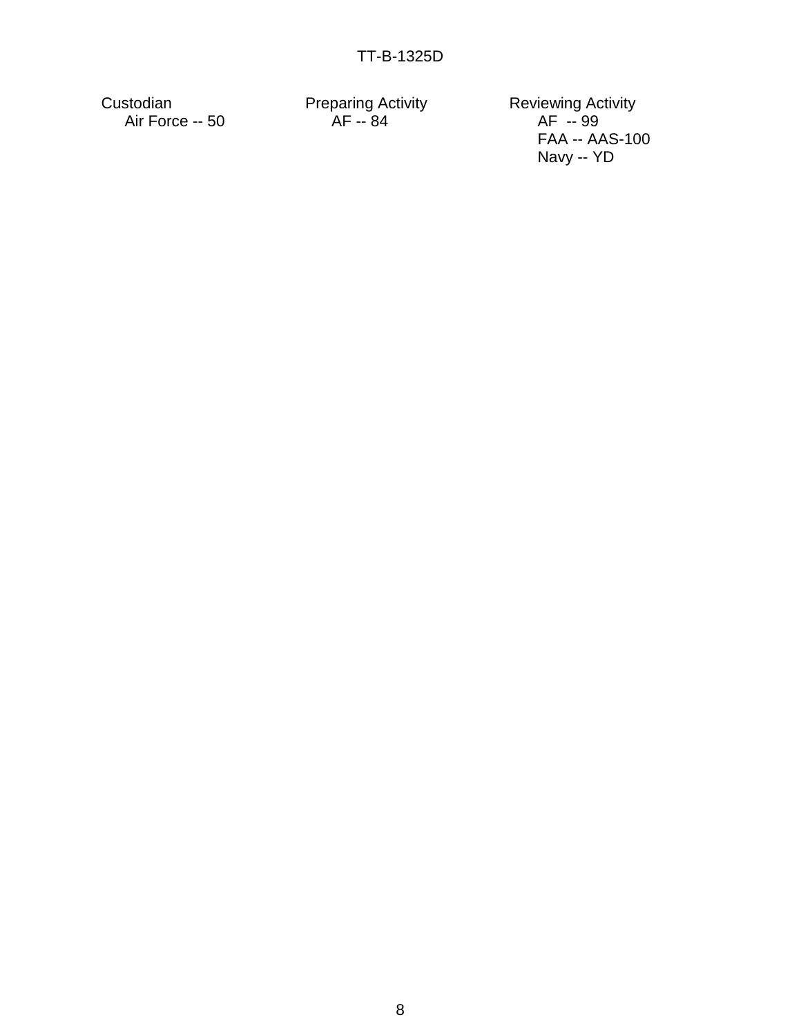| Custodian | Preparing Activity | Reviewing Activity |
|---|---|---|
| Air Force -- 50 | AF -- 84 | AF -- 99 |
| | | FAA -- AAS-100 |
| | | Navy -- YD |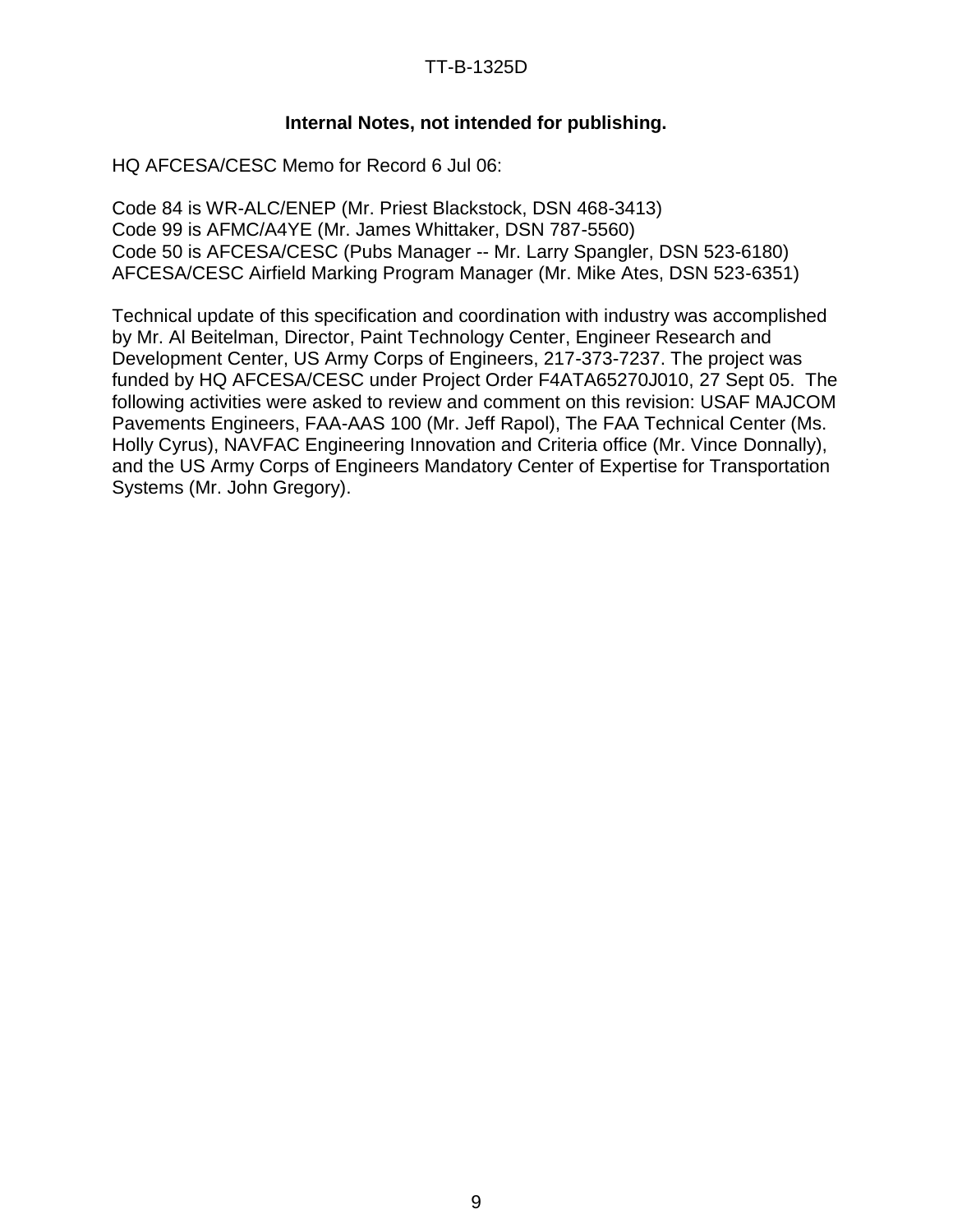**Internal Notes, not intended for publishing.**

HQ AFCESA/CESC Memo for Record 6 Jul 06:

Code 84 is WR-ALC/ENEP (Mr. Priest Blackstock, DSN 468-3413)
Code 99 is AFMC/A4YE (Mr. James Whittaker, DSN 787-5560)
Code 50 is AFCESA/CESC (Pubs Manager -- Mr. Larry Spangler, DSN 523-6180)
AFCESA/CESC Airfield Marking Program Manager (Mr. Mike Ates, DSN 523-6351)

Technical update of this specification and coordination with industry was accomplished by Mr. Al Beitelman, Director, Paint Technology Center, Engineer Research and Development Center, US Army Corps of Engineers, 217-373-7237. The project was funded by HQ AFCESA/CESC under Project Order F4ATA65270J010, 27 Sept 05. The following activities were asked to review and comment on this revision: USAF MAJCOM Pavements Engineers, FAA-AAS 100 (Mr. Jeff Rapol), The FAA Technical Center (Ms. Holly Cyrus), NAVFAC Engineering Innovation and Criteria office (Mr. Vince Donnally), and the US Army Corps of Engineers Mandatory Center of Expertise for Transportation Systems (Mr. John Gregory).